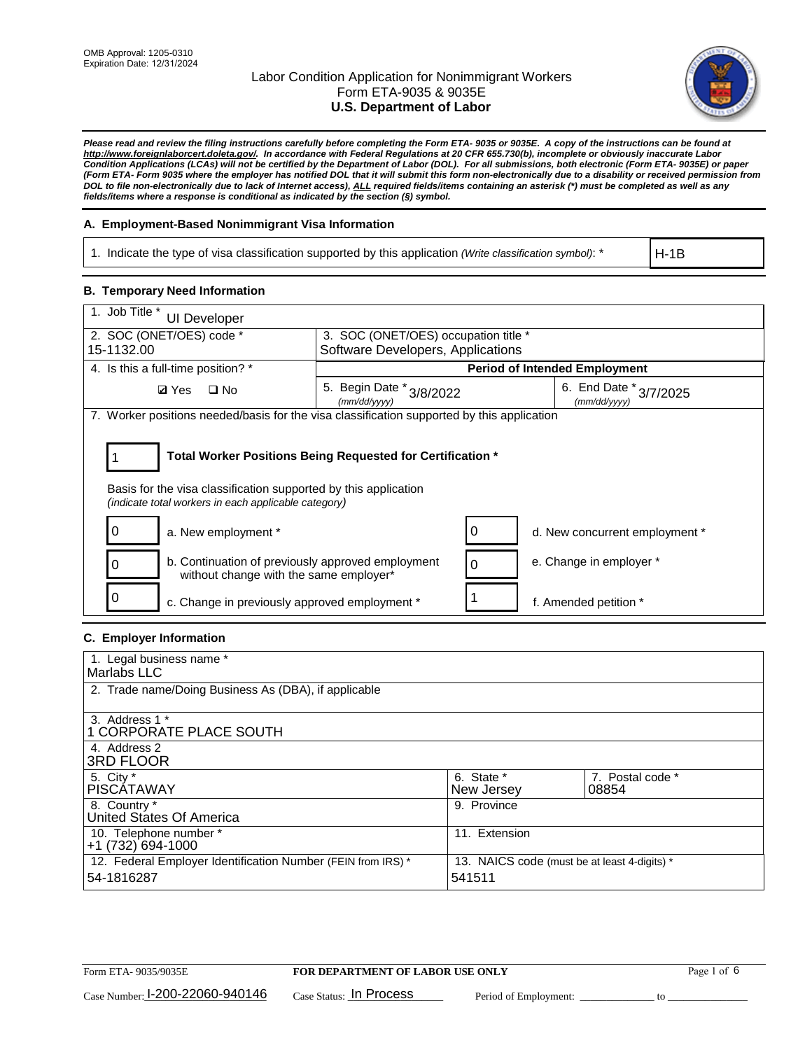OMB Approval: 1205-0310
Expiration Date: 12/31/2024

# Labor Condition Application for Nonimmigrant Workers
## Form ETA-9035 & 9035E
## U.S. Department of Labor

***Please read and review the filing instructions carefully before completing the Form ETA- 9035 or 9035E. A copy of the instructions can be found at http://www.foreignlaborcert.doleta.gov/. In accordance with Federal Regulations at 20 CFR 655.730(b), incomplete or obviously inaccurate Labor Condition Applications (LCAs) will not be certified by the Department of Labor (DOL). For all submissions, both electronic (Form ETA- 9035E) or paper (Form ETA- Form 9035 where the employer has notified DOL that it will submit this form non-electronically due to a disability or received permission from DOL to file non-electronically due to lack of Internet access), ALL required fields/items containing an asterisk (*) must be completed as well as any fields/items where a response is conditional as indicated by the section (§) symbol.***

### A. Employment-Based Nonimmigrant Visa Information

| 1. Indicate the type of visa classification supported by this application *(Write classification symbol)*: * | H-1B |
|---|---|

### B. Temporary Need Information

| 1. Job Title * UI Developer | | |
|---|---|---|
| 2. SOC (ONET/OES) code * 15-1132.00 | 3. SOC (ONET/OES) occupation title * Software Developers, Applications | |
| 4. Is this a full-time position? * | Period of Intended Employment | |
| ☑ Yes ☐ No | 5. Begin Date * (mm/dd/yyyy) 3/8/2022 | 6. End Date * (mm/dd/yyyy) 3/7/2025 |

7. Worker positions needed/basis for the visa classification supported by this application

**1 — Total Worker Positions Being Requested for Certification ***

Basis for the visa classification supported by this application
*(indicate total workers in each applicable category)*

| Count | Category | Count | Category |
|---|---|---|---|
| 0 | a. New employment * | 0 | d. New concurrent employment * |
| 0 | b. Continuation of previously approved employment without change with the same employer* | 0 | e. Change in employer * |
| 0 | c. Change in previously approved employment * | 1 | f. Amended petition * |

### C. Employer Information

| 1. Legal business name * Marlabs LLC | | |
|---|---|---|
| 2. Trade name/Doing Business As (DBA), if applicable | | |
| 3. Address 1 * 1 CORPORATE PLACE SOUTH | | |
| 4. Address 2 3RD FLOOR | | |
| 5. City * PISCATAWAY | 6. State * New Jersey | 7. Postal code * 08854 |
| 8. Country * United States Of America | 9. Province | |
| 10. Telephone number * +1 (732) 694-1000 | 11. Extension | |
| 12. Federal Employer Identification Number (FEIN from IRS) * 54-1816287 | 13. NAICS code (must be at least 4-digits) * 541511 | |

Form ETA- 9035/9035E — FOR DEPARTMENT OF LABOR USE ONLY

Case Number: I-200-22060-940146 Case Status: In Process Period of Employment: ____________ to ____________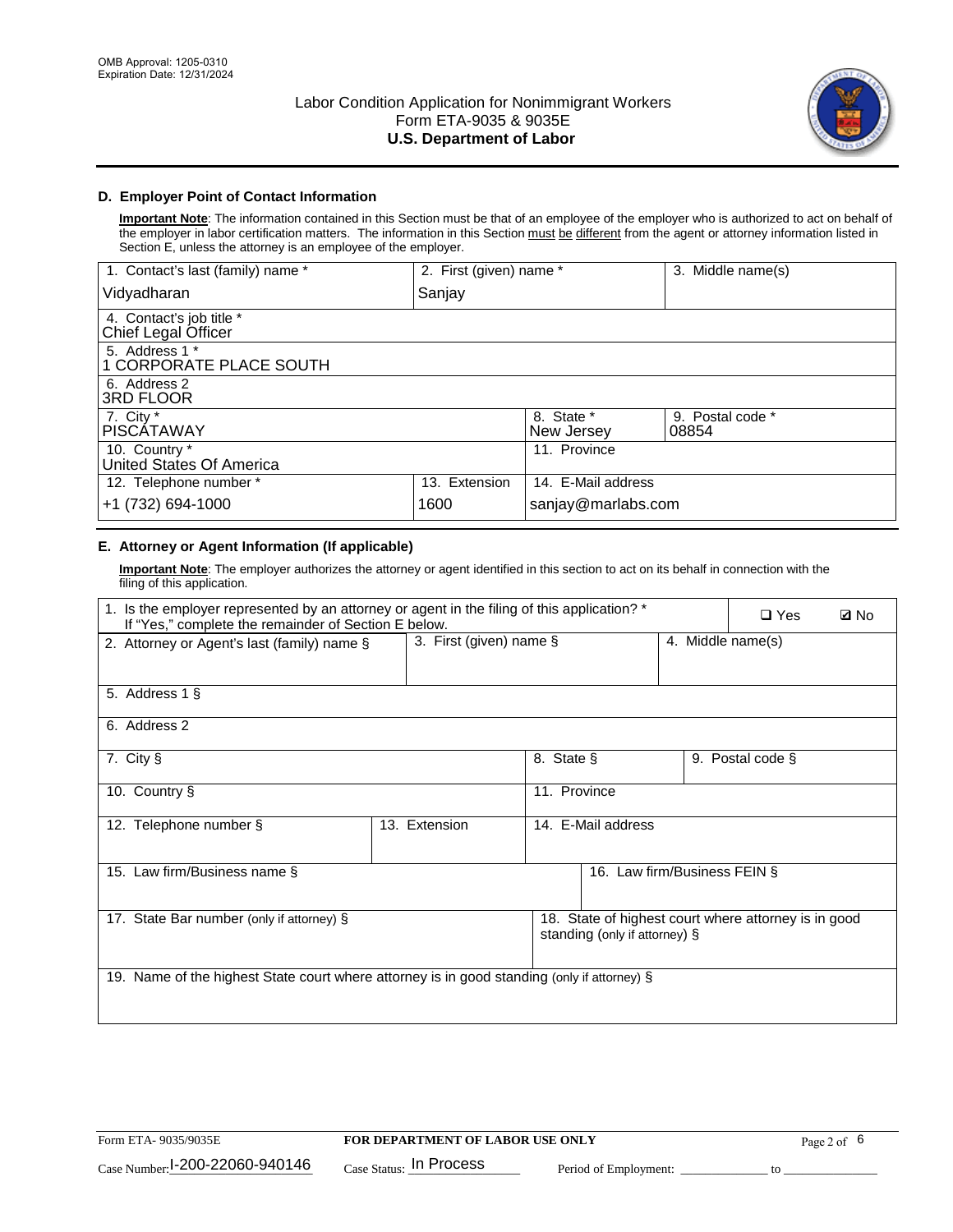Labor Condition Application for Nonimmigrant Workers
Form ETA-9035 & 9035E
**U.S. Department of Labor**

## D. Employer Point of Contact Information

**Important Note**: The information contained in this Section must be that of an employee of the employer who is authorized to act on behalf of the employer in labor certification matters. The information in this Section must be different from the agent or attorney information listed in Section E, unless the attorney is an employee of the employer.

| 1. Contact's last (family) name * | 2. First (given) name * | 3. Middle name(s) |
|---|---|---|
| Vidyadharan | Sanjay | |

| 4. Contact's job title * |
|---|
| Chief Legal Officer |

| 5. Address 1 * |
|---|
| 1 CORPORATE PLACE SOUTH |

| 6. Address 2 |
|---|
| 3RD FLOOR |

| 7. City * | 8. State * | 9. Postal code * |
|---|---|---|
| PISCATAWAY | New Jersey | 08854 |

| 10. Country * | 11. Province |
|---|---|
| United States Of America | |

| 12. Telephone number * | 13. Extension | 14. E-Mail address |
|---|---|---|
| +1 (732) 694-1000 | 1600 | sanjay@marlabs.com |

## E. Attorney or Agent Information (If applicable)

**Important Note**: The employer authorizes the attorney or agent identified in this section to act on its behalf in connection with the filing of this application.

1. Is the employer represented by an attorney or agent in the filing of this application? * If "Yes," complete the remainder of Section E below. ☐ Yes ☑ No

| 2. Attorney or Agent's last (family) name § | 3. First (given) name § | 4. Middle name(s) |
|---|---|---|
| | | |

| 5. Address 1 § |
|---|
| |

| 6. Address 2 |
|---|
| |

| 7. City § | 8. State § | 9. Postal code § |
|---|---|---|
| | | |

| 10. Country § | 11. Province |
|---|---|
| | |

| 12. Telephone number § | 13. Extension | 14. E-Mail address |
|---|---|---|
| | | |

| 15. Law firm/Business name § | 16. Law firm/Business FEIN § |
|---|---|
| | |

| 17. State Bar number (only if attorney) § | 18. State of highest court where attorney is in good standing (only if attorney) § |
|---|---|
| | |

| 19. Name of the highest State court where attorney is in good standing (only if attorney) § |
|---|
| |

Form ETA- 9035/9035E | FOR DEPARTMENT OF LABOR USE ONLY

Case Number: I-200-22060-940146 Case Status: In Process Period of Employment: _____________ to _____________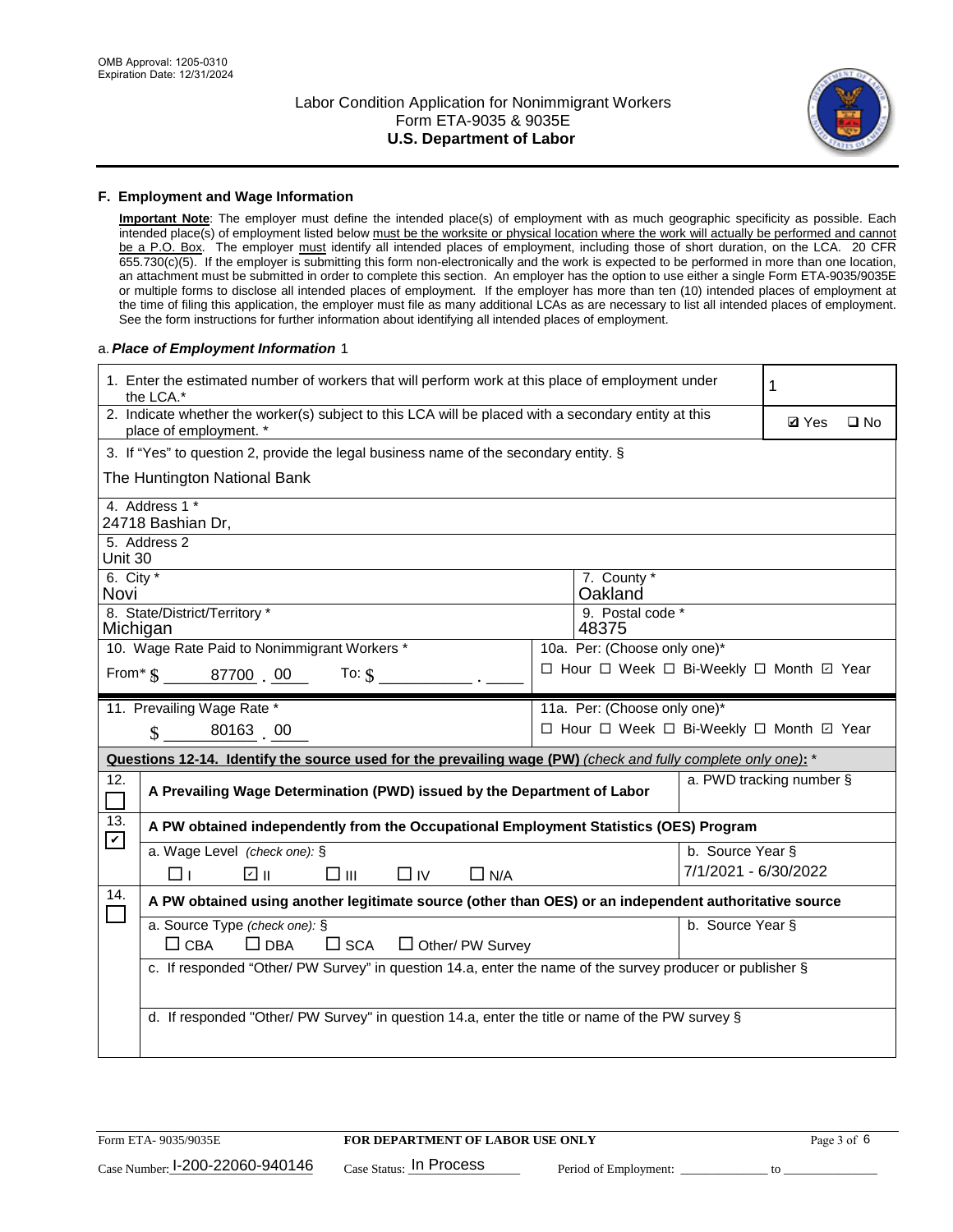OMB Approval: 1205-0310
Expiration Date: 12/31/2024

# Labor Condition Application for Nonimmigrant Workers
## Form ETA-9035 & 9035E
## U.S. Department of Labor

### F. Employment and Wage Information

**Important Note**: The employer must define the intended place(s) of employment with as much geographic specificity as possible. Each intended place(s) of employment listed below must be the worksite or physical location where the work will actually be performed and cannot be a P.O. Box. The employer must identify all intended places of employment, including those of short duration, on the LCA. 20 CFR 655.730(c)(5). If the employer is submitting this form non-electronically and the work is expected to be performed in more than one location, an attachment must be submitted in order to complete this section. An employer has the option to use either a single Form ETA-9035/9035E or multiple forms to disclose all intended places of employment. If the employer has more than ten (10) intended places of employment at the time of filing this application, the employer must file as many additional LCAs as are necessary to list all intended places of employment. See the form instructions for further information about identifying all intended places of employment.

a. *Place of Employment Information* 1

| | |
|---|---|
| 1. Enter the estimated number of workers that will perform work at this place of employment under the LCA.* | 1 |
| 2. Indicate whether the worker(s) subject to this LCA will be placed with a secondary entity at this place of employment. * | ☑ Yes ☐ No |
| 3. If "Yes" to question 2, provide the legal business name of the secondary entity. § The Huntington National Bank | |
| 4. Address 1 * 24718 Bashian Dr, | |
| 5. Address 2 Unit 30 | |
| 6. City * Novi | 7. County * Oakland |
| 8. State/District/Territory * Michigan | 9. Postal code * 48375 |
| 10. Wage Rate Paid to Nonimmigrant Workers * From* $ 87700 . 00 To: $ ____ . ____ | 10a. Per: (Choose only one)* ☐ Hour ☐ Week ☐ Bi-Weekly ☐ Month ☑ Year |
| 11. Prevailing Wage Rate * $ 80163 . 00 | 11a. Per: (Choose only one)* ☐ Hour ☐ Week ☐ Bi-Weekly ☐ Month ☑ Year |

**Questions 12-14. Identify the source used for the prevailing wage (PW)** *(check and fully complete only one)*: *

| | | |
|---|---|---|
| 12. ☐ | **A Prevailing Wage Determination (PWD) issued by the Department of Labor** | a. PWD tracking number § |
| 13. ☑ | **A PW obtained independently from the Occupational Employment Statistics (OES) Program** | |
| | a. Wage Level *(check one)*: § ☐ I ☑ II ☐ III ☐ IV ☐ N/A | b. Source Year § 7/1/2021 - 6/30/2022 |
| 14. ☐ | **A PW obtained using another legitimate source (other than OES) or an independent authoritative source** | |
| | a. Source Type *(check one)*: § ☐ CBA ☐ DBA ☐ SCA ☐ Other/ PW Survey | b. Source Year § |
| | c. If responded "Other/ PW Survey" in question 14.a, enter the name of the survey producer or publisher § | |
| | d. If responded "Other/ PW Survey" in question 14.a, enter the title or name of the PW survey § | |

Form ETA- 9035/9035E | **FOR DEPARTMENT OF LABOR USE ONLY**

Case Number: I-200-22060-940146 Case Status: In Process Period of Employment: ____________ to ____________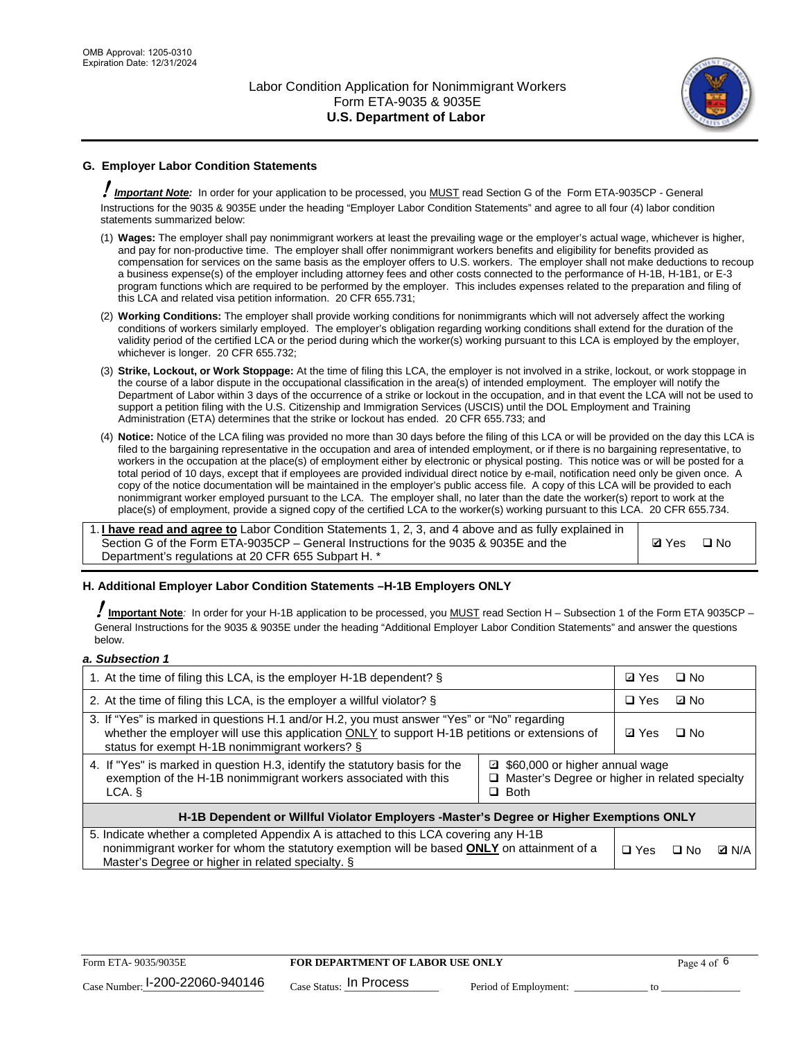## G. Employer Labor Condition Statements

! **Important Note:** In order for your application to be processed, you MUST read Section G of the Form ETA-9035CP - General Instructions for the 9035 & 9035E under the heading "Employer Labor Condition Statements" and agree to all four (4) labor condition statements summarized below:

(1) **Wages:** The employer shall pay nonimmigrant workers at least the prevailing wage or the employer's actual wage, whichever is higher, and pay for non-productive time. The employer shall offer nonimmigrant workers benefits and eligibility for benefits provided as compensation for services on the same basis as the employer offers to U.S. workers. The employer shall not make deductions to recoup a business expense(s) of the employer including attorney fees and other costs connected to the performance of H-1B, H-1B1, or E-3 program functions which are required to be performed by the employer. This includes expenses related to the preparation and filing of this LCA and related visa petition information. 20 CFR 655.731;

(2) **Working Conditions:** The employer shall provide working conditions for nonimmigrants which will not adversely affect the working conditions of workers similarly employed. The employer's obligation regarding working conditions shall extend for the duration of the validity period of the certified LCA or the period during which the worker(s) working pursuant to this LCA is employed by the employer, whichever is longer. 20 CFR 655.732;

(3) **Strike, Lockout, or Work Stoppage:** At the time of filing this LCA, the employer is not involved in a strike, lockout, or work stoppage in the course of a labor dispute in the occupational classification in the area(s) of intended employment. The employer will notify the Department of Labor within 3 days of the occurrence of a strike or lockout in the occupation, and in that event the LCA will not be used to support a petition filing with the U.S. Citizenship and Immigration Services (USCIS) until the DOL Employment and Training Administration (ETA) determines that the strike or lockout has ended. 20 CFR 655.733; and

(4) **Notice:** Notice of the LCA filing was provided no more than 30 days before the filing of this LCA or will be provided on the day this LCA is filed to the bargaining representative in the occupation and area of intended employment, or if there is no bargaining representative, to workers in the occupation at the place(s) of employment either by electronic or physical posting. This notice was or will be posted for a total period of 10 days, except that if employees are provided individual direct notice by e-mail, notification need only be given once. A copy of the notice documentation will be maintained in the employer's public access file. A copy of this LCA will be provided to each nonimmigrant worker employed pursuant to the LCA. The employer shall, no later than the date the worker(s) report to work at the place(s) of employment, provide a signed copy of the certified LCA to the worker(s) working pursuant to this LCA. 20 CFR 655.734.

| | |
|---|---|
| 1. **I have read and agree to** Labor Condition Statements 1, 2, 3, and 4 above and as fully explained in Section G of the Form ETA-9035CP – General Instructions for the 9035 & 9035E and the Department's regulations at 20 CFR 655 Subpart H. * | ☑ Yes ☐ No |

## H. Additional Employer Labor Condition Statements –H-1B Employers ONLY

! **Important Note**: In order for your H-1B application to be processed, you MUST read Section H – Subsection 1 of the Form ETA 9035CP – General Instructions for the 9035 & 9035E under the heading "Additional Employer Labor Condition Statements" and answer the questions below.

*a. Subsection 1*

| | | |
|---|---|---|
| 1. At the time of filing this LCA, is the employer H-1B dependent? § | | ☑ Yes ☐ No |
| 2. At the time of filing this LCA, is the employer a willful violator? § | | ☐ Yes ☑ No |
| 3. If "Yes" is marked in questions H.1 and/or H.2, you must answer "Yes" or "No" regarding whether the employer will use this application ONLY to support H-1B petitions or extensions of status for exempt H-1B nonimmigrant workers? § | | ☑ Yes ☐ No |
| 4. If "Yes" is marked in question H.3, identify the statutory basis for the exemption of the H-1B nonimmigrant workers associated with this LCA. § | ☑ $60,000 or higher annual wage ☐ Master's Degree or higher in related specialty ☐ Both | |
| **H-1B Dependent or Willful Violator Employers -Master's Degree or Higher Exemptions ONLY** | | |
| 5. Indicate whether a completed Appendix A is attached to this LCA covering any H-1B nonimmigrant worker for whom the statutory exemption will be based **ONLY** on attainment of a Master's Degree or higher in related specialty. § | | ☐ Yes ☐ No ☑ N/A |

Form ETA- 9035/9035E | **FOR DEPARTMENT OF LABOR USE ONLY**

Case Number: I-200-22060-940146 Case Status: In Process Period of Employment: _____________ to _____________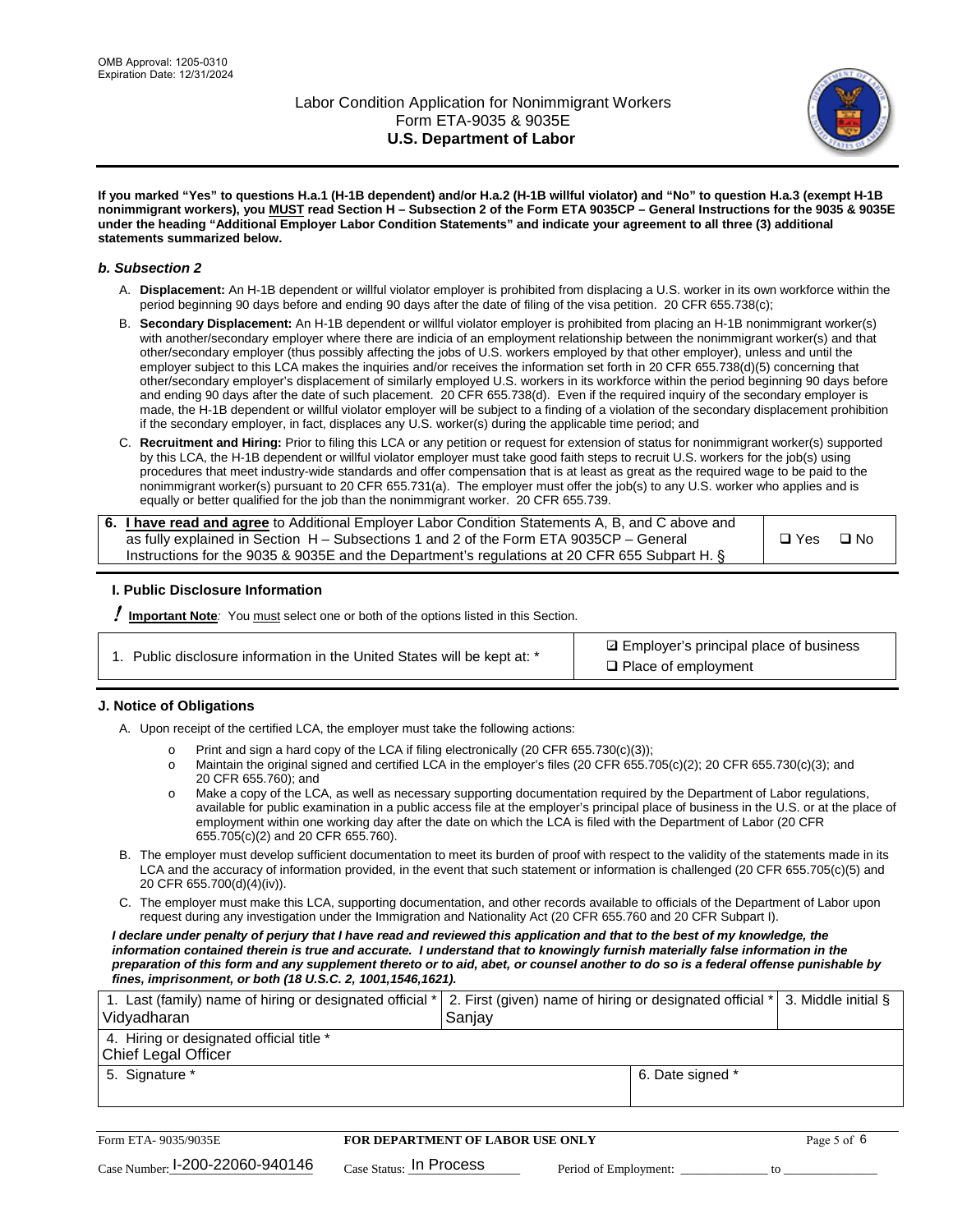**If you marked "Yes" to questions H.a.1 (H-1B dependent) and/or H.a.2 (H-1B willful violator) and "No" to question H.a.3 (exempt H-1B nonimmigrant workers), you MUST read Section H – Subsection 2 of the Form ETA 9035CP – General Instructions for the 9035 & 9035E under the heading "Additional Employer Labor Condition Statements" and indicate your agreement to all three (3) additional statements summarized below.**

### *b. Subsection 2*

A. **Displacement:** An H-1B dependent or willful violator employer is prohibited from displacing a U.S. worker in its own workforce within the period beginning 90 days before and ending 90 days after the date of filing of the visa petition. 20 CFR 655.738(c);

B. **Secondary Displacement:** An H-1B dependent or willful violator employer is prohibited from placing an H-1B nonimmigrant worker(s) with another/secondary employer where there are indicia of an employment relationship between the nonimmigrant worker(s) and that other/secondary employer (thus possibly affecting the jobs of U.S. workers employed by that other employer), unless and until the employer subject to this LCA makes the inquiries and/or receives the information set forth in 20 CFR 655.738(d)(5) concerning that other/secondary employer's displacement of similarly employed U.S. workers in its workforce within the period beginning 90 days before and ending 90 days after the date of such placement. 20 CFR 655.738(d). Even if the required inquiry of the secondary employer is made, the H-1B dependent or willful violator employer will be subject to a finding of a violation of the secondary displacement prohibition if the secondary employer, in fact, displaces any U.S. worker(s) during the applicable time period; and

C. **Recruitment and Hiring:** Prior to filing this LCA or any petition or request for extension of status for nonimmigrant worker(s) supported by this LCA, the H-1B dependent or willful violator employer must take good faith steps to recruit U.S. workers for the job(s) using procedures that meet industry-wide standards and offer compensation that is at least as great as the required wage to be paid to the nonimmigrant worker(s) pursuant to 20 CFR 655.731(a). The employer must offer the job(s) to any U.S. worker who applies and is equally or better qualified for the job than the nonimmigrant worker. 20 CFR 655.739.

| 6. **I have read and agree** to Additional Employer Labor Condition Statements A, B, and C above and as fully explained in Section H – Subsections 1 and 2 of the Form ETA 9035CP – General Instructions for the 9035 & 9035E and the Department's regulations at 20 CFR 655 Subpart H. § | ❑ Yes ❑ No |
|---|---|

## I. Public Disclosure Information

**! Important Note:** You must select one or both of the options listed in this Section.

| 1. Public disclosure information in the United States will be kept at: * | ☑ Employer's principal place of business<br>❑ Place of employment |
|---|---|

## J. Notice of Obligations

A. Upon receipt of the certified LCA, the employer must take the following actions:

- Print and sign a hard copy of the LCA if filing electronically (20 CFR 655.730(c)(3));
- Maintain the original signed and certified LCA in the employer's files (20 CFR 655.705(c)(2); 20 CFR 655.730(c)(3); and 20 CFR 655.760); and
- Make a copy of the LCA, as well as necessary supporting documentation required by the Department of Labor regulations, available for public examination in a public access file at the employer's principal place of business in the U.S. or at the place of employment within one working day after the date on which the LCA is filed with the Department of Labor (20 CFR 655.705(c)(2) and 20 CFR 655.760).

B. The employer must develop sufficient documentation to meet its burden of proof with respect to the validity of the statements made in its LCA and the accuracy of information provided, in the event that such statement or information is challenged (20 CFR 655.705(c)(5) and 20 CFR 655.700(d)(4)(iv)).

C. The employer must make this LCA, supporting documentation, and other records available to officials of the Department of Labor upon request during any investigation under the Immigration and Nationality Act (20 CFR 655.760 and 20 CFR Subpart I).

***I declare under penalty of perjury that I have read and reviewed this application and that to the best of my knowledge, the information contained therein is true and accurate. I understand that to knowingly furnish materially false information in the preparation of this form and any supplement thereto or to aid, abet, or counsel another to do so is a federal offense punishable by fines, imprisonment, or both (18 U.S.C. 2, 1001,1546,1621).***

| 1. Last (family) name of hiring or designated official *<br>Vidyadharan | 2. First (given) name of hiring or designated official *<br>Sanjay | 3. Middle initial § |
|---|---|---|
| 4. Hiring or designated official title *<br>Chief Legal Officer | | |
| 5. Signature * | 6. Date signed * | |

| Form ETA- 9035/9035E | FOR DEPARTMENT OF LABOR USE ONLY | |
|---|---|---|
| Case Number: I-200-22060-940146 | Case Status: In Process | Period of Employment: _____________ to _____________ |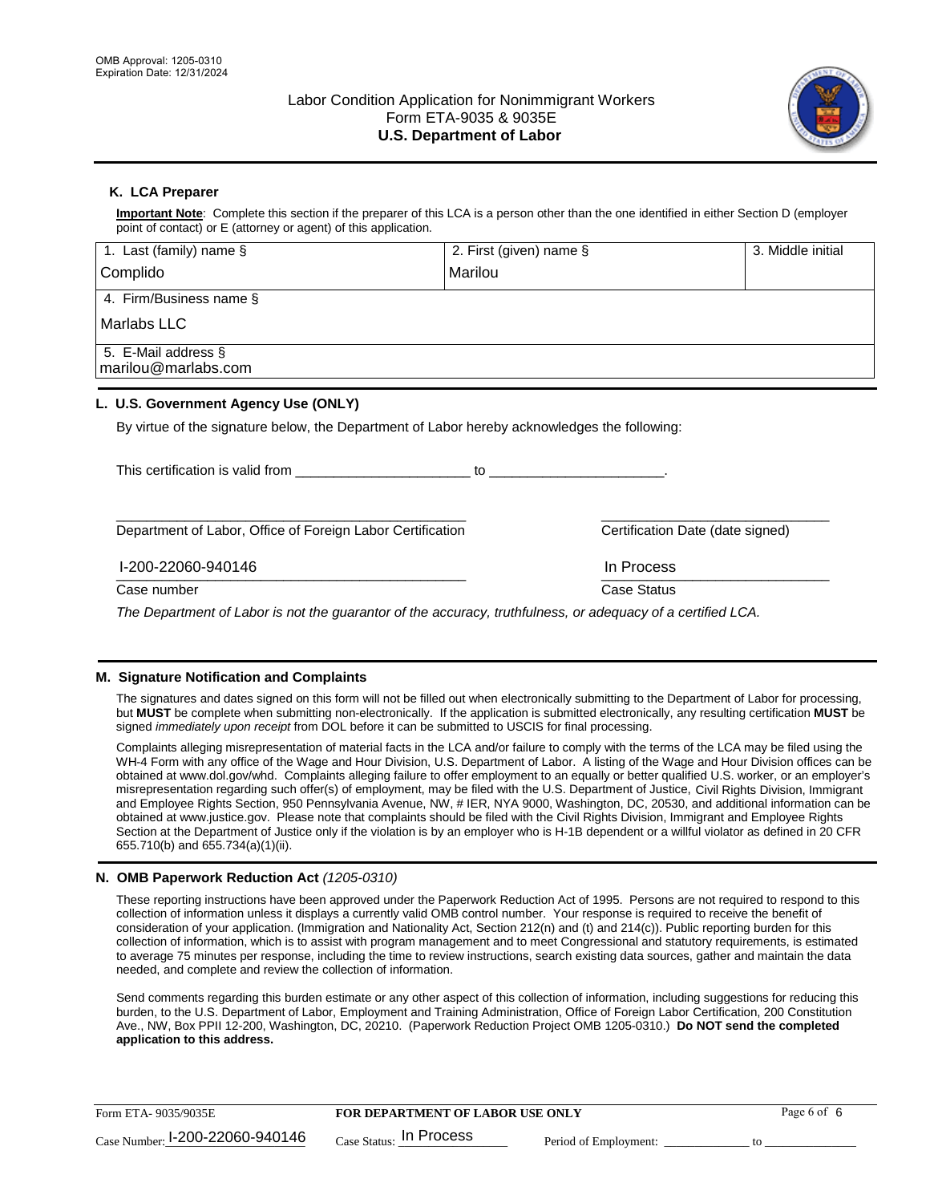OMB Approval: 1205-0310
Expiration Date: 12/31/2024

# Labor Condition Application for Nonimmigrant Workers
## Form ETA-9035 & 9035E
## U.S. Department of Labor

### K. LCA Preparer

**Important Note**: Complete this section if the preparer of this LCA is a person other than the one identified in either Section D (employer point of contact) or E (attorney or agent) of this application.

| 1. Last (family) name § | 2. First (given) name § | 3. Middle initial |
| --- | --- | --- |
| Complido | Marilou | |
| 4. Firm/Business name § | | |
| Marlabs LLC | | |
| 5. E-Mail address § | | |
| marilou@marlabs.com | | |

### L. U.S. Government Agency Use (ONLY)

By virtue of the signature below, the Department of Labor hereby acknowledges the following:

This certification is valid from ______________________ to ______________________.

______________________________________________ ______________________________

Department of Labor, Office of Foreign Labor Certification Certification Date (date signed)

I-200-22060-940146 In Process

Case number Case Status

*The Department of Labor is not the guarantor of the accuracy, truthfulness, or adequacy of a certified LCA.*

### M. Signature Notification and Complaints

The signatures and dates signed on this form will not be filled out when electronically submitting to the Department of Labor for processing, but **MUST** be complete when submitting non-electronically. If the application is submitted electronically, any resulting certification **MUST** be signed *immediately upon receipt* from DOL before it can be submitted to USCIS for final processing.

Complaints alleging misrepresentation of material facts in the LCA and/or failure to comply with the terms of the LCA may be filed using the WH-4 Form with any office of the Wage and Hour Division, U.S. Department of Labor. A listing of the Wage and Hour Division offices can be obtained at www.dol.gov/whd. Complaints alleging failure to offer employment to an equally or better qualified U.S. worker, or an employer's misrepresentation regarding such offer(s) of employment, may be filed with the U.S. Department of Justice, Civil Rights Division, Immigrant and Employee Rights Section, 950 Pennsylvania Avenue, NW, # IER, NYA 9000, Washington, DC, 20530, and additional information can be obtained at www.justice.gov. Please note that complaints should be filed with the Civil Rights Division, Immigrant and Employee Rights Section at the Department of Justice only if the violation is by an employer who is H-1B dependent or a willful violator as defined in 20 CFR 655.710(b) and 655.734(a)(1)(ii).

### N. OMB Paperwork Reduction Act *(1205-0310)*

These reporting instructions have been approved under the Paperwork Reduction Act of 1995. Persons are not required to respond to this collection of information unless it displays a currently valid OMB control number. Your response is required to receive the benefit of consideration of your application. (Immigration and Nationality Act, Section 212(n) and (t) and 214(c)). Public reporting burden for this collection of information, which is to assist with program management and to meet Congressional and statutory requirements, is estimated to average 75 minutes per response, including the time to review instructions, search existing data sources, gather and maintain the data needed, and complete and review the collection of information.

Send comments regarding this burden estimate or any other aspect of this collection of information, including suggestions for reducing this burden, to the U.S. Department of Labor, Employment and Training Administration, Office of Foreign Labor Certification, 200 Constitution Ave., NW, Box PPII 12-200, Washington, DC, 20210. (Paperwork Reduction Project OMB 1205-0310.) **Do NOT send the completed application to this address.**

Form ETA- 9035/9035E **FOR DEPARTMENT OF LABOR USE ONLY**

Case Number: I-200-22060-940146 Case Status: In Process Period of Employment: _____________ to _____________